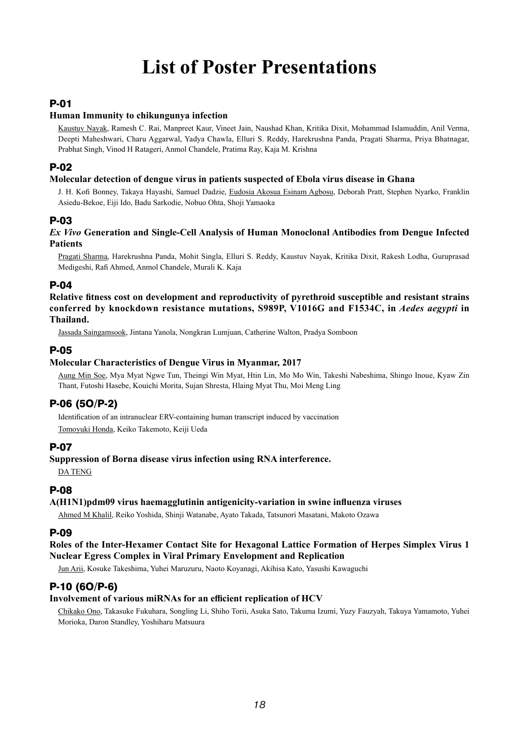# List of Poster Presentations

## P-01

**Human Immunity to chikungunya infection**

Kaustuv Nayak, Ramesh C. Rai, Manpreet Kaur, Vineet Jain, Naushad Khan, Kritika Dixit, Mohammad Islamuddin, Anil Verma, Deepti Maheshwari, Charu Aggarwal, Yadya Chawla, Elluri S. Reddy, Harekrushna Panda, Pragati Sharma, Priya Bhatnagar, Prabhat Singh, Vinod H Ratageri, Anmol Chandele, Pratima Ray, Kaja M. Krishna

## P-02

**Molecular detection of dengue virus in patients suspected of Ebola virus disease in Ghana**

J. H. Kofi Bonney, Takaya Hayashi, Samuel Dadzie, Eudosia Akosua Esinam Agbosu, Deborah Pratt, Stephen Nyarko, Franklin Asiedu-Bekoe, Eiji Ido, Badu Sarkodie, Nobuo Ohta, Shoji Yamaoka

## P-03

***Ex Vivo* Generation and Single-Cell Analysis of Human Monoclonal Antibodies from Dengue Infected Patients**

Pragati Sharma, Harekrushna Panda, Mohit Singla, Elluri S. Reddy, Kaustuv Nayak, Kritika Dixit, Rakesh Lodha, Guruprasad Medigeshi, Rafi Ahmed, Anmol Chandele, Murali K. Kaja

## P-04

**Relative fitness cost on development and reproductivity of pyrethroid susceptible and resistant strains conferred by knockdown resistance mutations, S989P, V1016G and F1534C, in *Aedes aegypti* in Thailand.**

Jassada Saingamsook, Jintana Yanola, Nongkran Lumjuan, Catherine Walton, Pradya Somboon

## P-05

**Molecular Characteristics of Dengue Virus in Myanmar, 2017**

Aung Min Soe, Mya Myat Ngwe Tun, Theingi Win Myat, Htin Lin, Mo Mo Win, Takeshi Nabeshima, Shingo Inoue, Kyaw Zin Thant, Futoshi Hasebe, Kouichi Morita, Sujan Shresta, Hlaing Myat Thu, Moi Meng Ling

## P-06 (5O/P-2)

Identification of an intranuclear ERV-containing human transcript induced by vaccination

Tomoyuki Honda, Keiko Takemoto, Keiji Ueda

## P-07

**Suppression of Borna disease virus infection using RNA interference.**

DA TENG

## P-08

**A(H1N1)pdm09 virus haemagglutinin antigenicity-variation in swine influenza viruses**

Ahmed M Khalil, Reiko Yoshida, Shinji Watanabe, Ayato Takada, Tatsunori Masatani, Makoto Ozawa

## P-09

**Roles of the Inter-Hexamer Contact Site for Hexagonal Lattice Formation of Herpes Simplex Virus 1 Nuclear Egress Complex in Viral Primary Envelopment and Replication**

Jun Arii, Kosuke Takeshima, Yuhei Maruzuru, Naoto Koyanagi, Akihisa Kato, Yasushi Kawaguchi

## P-10 (6O/P-6)

**Involvement of various miRNAs for an efficient replication of HCV**

Chikako Ono, Takasuke Fukuhara, Songling Li, Shiho Torii, Asuka Sato, Takuma Izumi, Yuzy Fauzyah, Takuya Yamamoto, Yuhei Morioka, Daron Standley, Yoshiharu Matsuura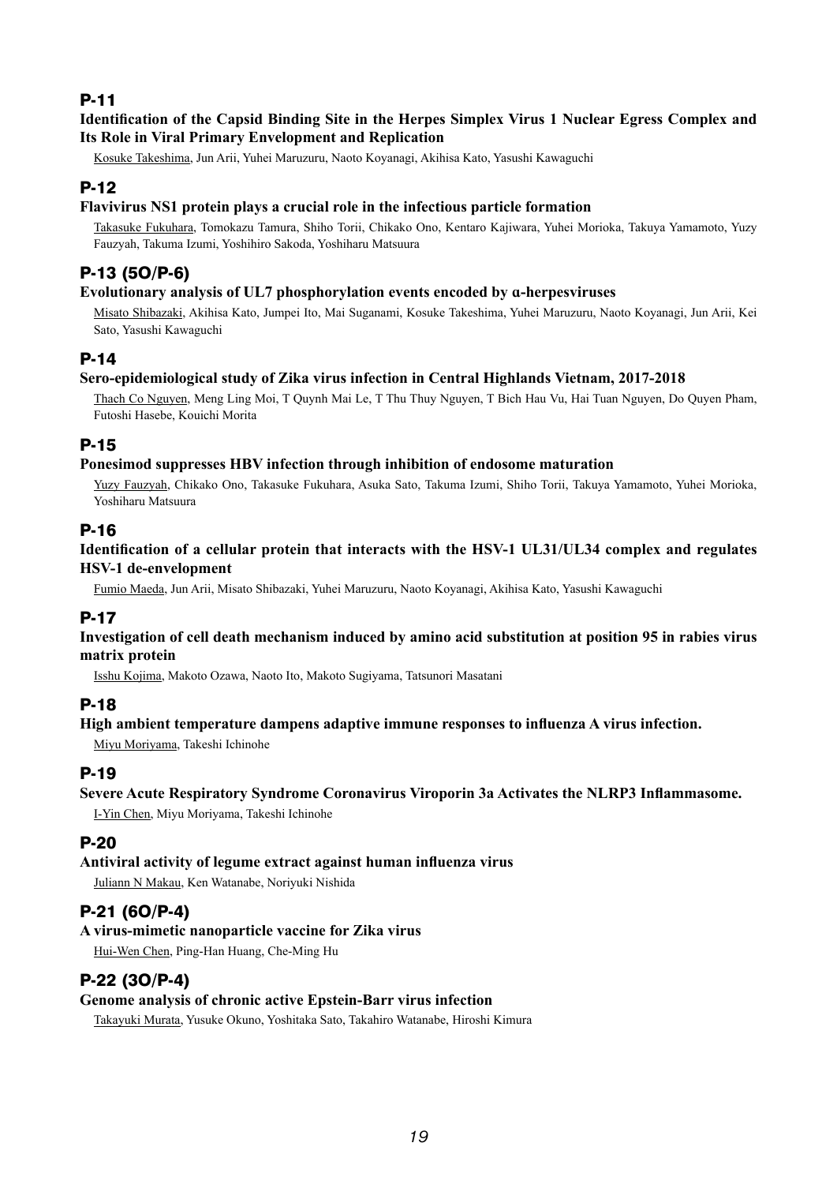## P-11

**Identification of the Capsid Binding Site in the Herpes Simplex Virus 1 Nuclear Egress Complex and Its Role in Viral Primary Envelopment and Replication**

Kosuke Takeshima, Jun Arii, Yuhei Maruzuru, Naoto Koyanagi, Akihisa Kato, Yasushi Kawaguchi

## P-12

**Flavivirus NS1 protein plays a crucial role in the infectious particle formation**

Takasuke Fukuhara, Tomokazu Tamura, Shiho Torii, Chikako Ono, Kentaro Kajiwara, Yuhei Morioka, Takuya Yamamoto, Yuzy Fauzyah, Takuma Izumi, Yoshihiro Sakoda, Yoshiharu Matsuura

## P-13 (5O/P-6)

**Evolutionary analysis of UL7 phosphorylation events encoded by α-herpesviruses**

Misato Shibazaki, Akihisa Kato, Jumpei Ito, Mai Suganami, Kosuke Takeshima, Yuhei Maruzuru, Naoto Koyanagi, Jun Arii, Kei Sato, Yasushi Kawaguchi

## P-14

**Sero-epidemiological study of Zika virus infection in Central Highlands Vietnam, 2017-2018**

Thach Co Nguyen, Meng Ling Moi, T Quynh Mai Le, T Thu Thuy Nguyen, T Bich Hau Vu, Hai Tuan Nguyen, Do Quyen Pham, Futoshi Hasebe, Kouichi Morita

## P-15

**Ponesimod suppresses HBV infection through inhibition of endosome maturation**

Yuzy Fauzyah, Chikako Ono, Takasuke Fukuhara, Asuka Sato, Takuma Izumi, Shiho Torii, Takuya Yamamoto, Yuhei Morioka, Yoshiharu Matsuura

## P-16

**Identification of a cellular protein that interacts with the HSV-1 UL31/UL34 complex and regulates HSV-1 de-envelopment**

Fumio Maeda, Jun Arii, Misato Shibazaki, Yuhei Maruzuru, Naoto Koyanagi, Akihisa Kato, Yasushi Kawaguchi

## P-17

**Investigation of cell death mechanism induced by amino acid substitution at position 95 in rabies virus matrix protein**

Isshu Kojima, Makoto Ozawa, Naoto Ito, Makoto Sugiyama, Tatsunori Masatani

## P-18

**High ambient temperature dampens adaptive immune responses to influenza A virus infection.**

Miyu Moriyama, Takeshi Ichinohe

## P-19

**Severe Acute Respiratory Syndrome Coronavirus Viroporin 3a Activates the NLRP3 Inflammasome.**

I-Yin Chen, Miyu Moriyama, Takeshi Ichinohe

## P-20

**Antiviral activity of legume extract against human influenza virus**

Juliann N Makau, Ken Watanabe, Noriyuki Nishida

## P-21 (6O/P-4)

**A virus-mimetic nanoparticle vaccine for Zika virus**

Hui-Wen Chen, Ping-Han Huang, Che-Ming Hu

## P-22 (3O/P-4)

**Genome analysis of chronic active Epstein-Barr virus infection**

Takayuki Murata, Yusuke Okuno, Yoshitaka Sato, Takahiro Watanabe, Hiroshi Kimura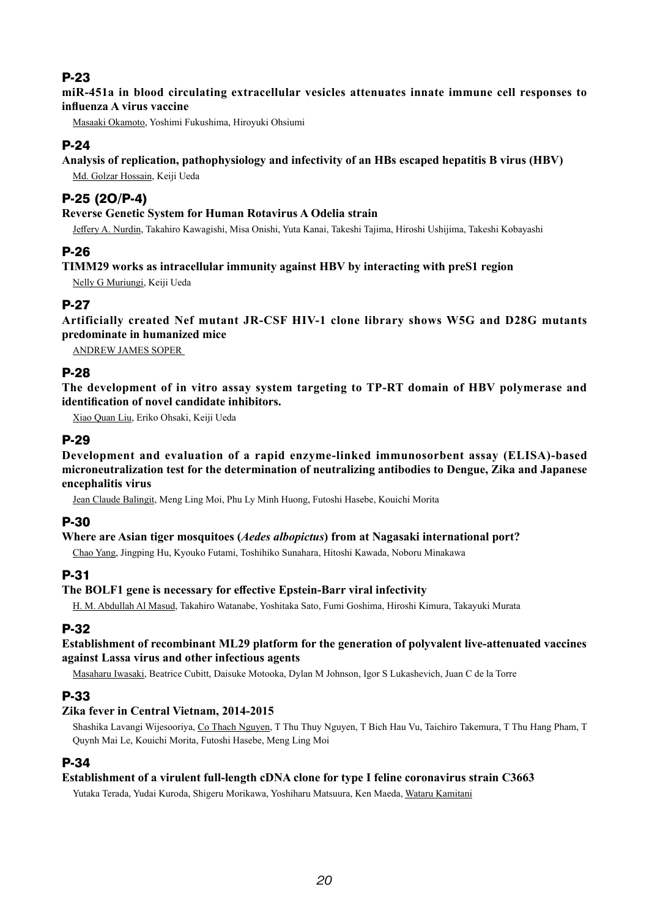## P-23

**miR-451a in blood circulating extracellular vesicles attenuates innate immune cell responses to influenza A virus vaccine**

Masaaki Okamoto, Yoshimi Fukushima, Hiroyuki Ohsiumi

## P-24

**Analysis of replication, pathophysiology and infectivity of an HBs escaped hepatitis B virus (HBV)**

Md. Golzar Hossain, Keiji Ueda

## P-25 (2O/P-4)

**Reverse Genetic System for Human Rotavirus A Odelia strain**

Jeffery A. Nurdin, Takahiro Kawagishi, Misa Onishi, Yuta Kanai, Takeshi Tajima, Hiroshi Ushijima, Takeshi Kobayashi

## P-26

**TIMM29 works as intracellular immunity against HBV by interacting with preS1 region**

Nelly G Muriungi, Keiji Ueda

## P-27

**Artificially created Nef mutant JR-CSF HIV-1 clone library shows W5G and D28G mutants predominate in humanized mice**

ANDREW JAMES SOPER

## P-28

**The development of in vitro assay system targeting to TP-RT domain of HBV polymerase and identification of novel candidate inhibitors.**

Xiao Quan Liu, Eriko Ohsaki, Keiji Ueda

## P-29

**Development and evaluation of a rapid enzyme-linked immunosorbent assay (ELISA)-based microneutralization test for the determination of neutralizing antibodies to Dengue, Zika and Japanese encephalitis virus**

Jean Claude Balingit, Meng Ling Moi, Phu Ly Minh Huong, Futoshi Hasebe, Kouichi Morita

## P-30

**Where are Asian tiger mosquitoes (*Aedes albopictus*) from at Nagasaki international port?**

Chao Yang, Jingping Hu, Kyouko Futami, Toshihiko Sunahara, Hitoshi Kawada, Noboru Minakawa

## P-31

**The BOLF1 gene is necessary for effective Epstein-Barr viral infectivity**

H. M. Abdullah Al Masud, Takahiro Watanabe, Yoshitaka Sato, Fumi Goshima, Hiroshi Kimura, Takayuki Murata

## P-32

**Establishment of recombinant ML29 platform for the generation of polyvalent live-attenuated vaccines against Lassa virus and other infectious agents**

Masaharu Iwasaki, Beatrice Cubitt, Daisuke Motooka, Dylan M Johnson, Igor S Lukashevich, Juan C de la Torre

## P-33

**Zika fever in Central Vietnam, 2014-2015**

Shashika Lavangi Wijesooriya, Co Thach Nguyen, T Thu Thuy Nguyen, T Bich Hau Vu, Taichiro Takemura, T Thu Hang Pham, T Quynh Mai Le, Kouichi Morita, Futoshi Hasebe, Meng Ling Moi

## P-34

**Establishment of a virulent full-length cDNA clone for type I feline coronavirus strain C3663**

Yutaka Terada, Yudai Kuroda, Shigeru Morikawa, Yoshiharu Matsuura, Ken Maeda, Wataru Kamitani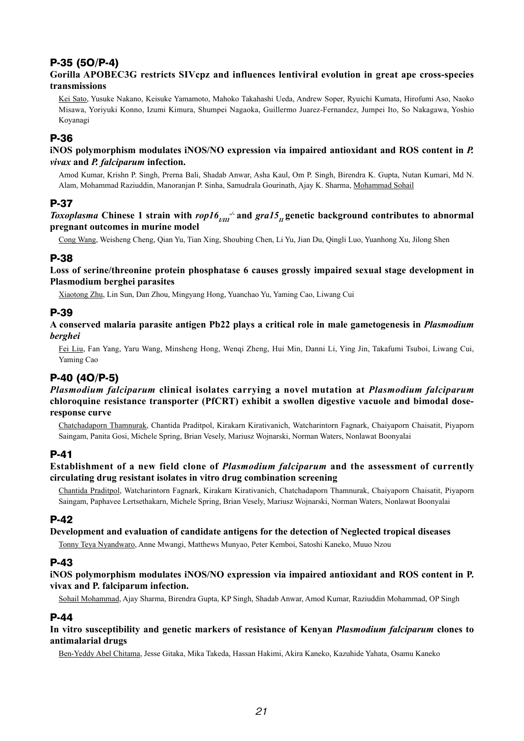## P-35 (5O/P-4)

**Gorilla APOBEC3G restricts SIVcpz and influences lentiviral evolution in great ape cross-species transmissions**

Kei Sato, Yusuke Nakano, Keisuke Yamamoto, Mahoko Takahashi Ueda, Andrew Soper, Ryuichi Kumata, Hirofumi Aso, Naoko Misawa, Yoriyuki Konno, Izumi Kimura, Shumpei Nagaoka, Guillermo Juarez-Fernandez, Jumpei Ito, So Nakagawa, Yoshio Koyanagi

## P-36

**iNOS polymorphism modulates iNOS/NO expression via impaired antioxidant and ROS content in *P. vivax* and *P. falciparum* infection.**

Amod Kumar, Krishn P. Singh, Prerna Bali, Shadab Anwar, Asha Kaul, Om P. Singh, Birendra K. Gupta, Nutan Kumari, Md N. Alam, Mohammad Raziuddin, Manoranjan P. Sinha, Samudrala Gourinath, Ajay K. Sharma, Mohammad Sohail

## P-37

***Toxoplasma* Chinese 1 strain with *rop16*$_{I/III}^{-/-}$ and *gra15*$_{II}$ genetic background contributes to abnormal pregnant outcomes in murine model**

Cong Wang, Weisheng Cheng, Qian Yu, Tian Xing, Shoubing Chen, Li Yu, Jian Du, Qingli Luo, Yuanhong Xu, Jilong Shen

## P-38

**Loss of serine/threonine protein phosphatase 6 causes grossly impaired sexual stage development in Plasmodium berghei parasites**

Xiaotong Zhu, Lin Sun, Dan Zhou, Mingyang Hong, Yuanchao Yu, Yaming Cao, Liwang Cui

## P-39

**A conserved malaria parasite antigen Pb22 plays a critical role in male gametogenesis in *Plasmodium berghei***

Fei Liu, Fan Yang, Yaru Wang, Minsheng Hong, Wenqi Zheng, Hui Min, Danni Li, Ying Jin, Takafumi Tsuboi, Liwang Cui, Yaming Cao

## P-40 (4O/P-5)

***Plasmodium falciparum* clinical isolates carrying a novel mutation at *Plasmodium falciparum* chloroquine resistance transporter (PfCRT) exhibit a swollen digestive vacuole and bimodal dose-response curve**

Chatchadaporn Thamnurak, Chantida Praditpol, Kirakarn Kirativanich, Watcharintorn Fagnark, Chaiyaporn Chaisatit, Piyaporn Saingam, Panita Gosi, Michele Spring, Brian Vesely, Mariusz Wojnarski, Norman Waters, Nonlawat Boonyalai

## P-41

**Establishment of a new field clone of *Plasmodium falciparum* and the assessment of currently circulating drug resistant isolates in vitro drug combination screening**

Chantida Praditpol, Watcharintorn Fagnark, Kirakarn Kirativanich, Chatchadaporn Thamnurak, Chaiyaporn Chaisatit, Piyaporn Saingam, Paphavee Lertsethakarn, Michele Spring, Brian Vesely, Mariusz Wojnarski, Norman Waters, Nonlawat Boonyalai

## P-42

**Development and evaluation of candidate antigens for the detection of Neglected tropical diseases**

Tonny Teya Nyandwaro, Anne Mwangi, Matthews Munyao, Peter Kemboi, Satoshi Kaneko, Muuo Nzou

## P-43

**iNOS polymorphism modulates iNOS/NO expression via impaired antioxidant and ROS content in P. vivax and P. falciparum infection.**

Sohail Mohammad, Ajay Sharma, Birendra Gupta, KP Singh, Shadab Anwar, Amod Kumar, Raziuddin Mohammad, OP Singh

## P-44

**In vitro susceptibility and genetic markers of resistance of Kenyan *Plasmodium falciparum* clones to antimalarial drugs**

Ben-Yeddy Abel Chitama, Jesse Gitaka, Mika Takeda, Hassan Hakimi, Akira Kaneko, Kazuhide Yahata, Osamu Kaneko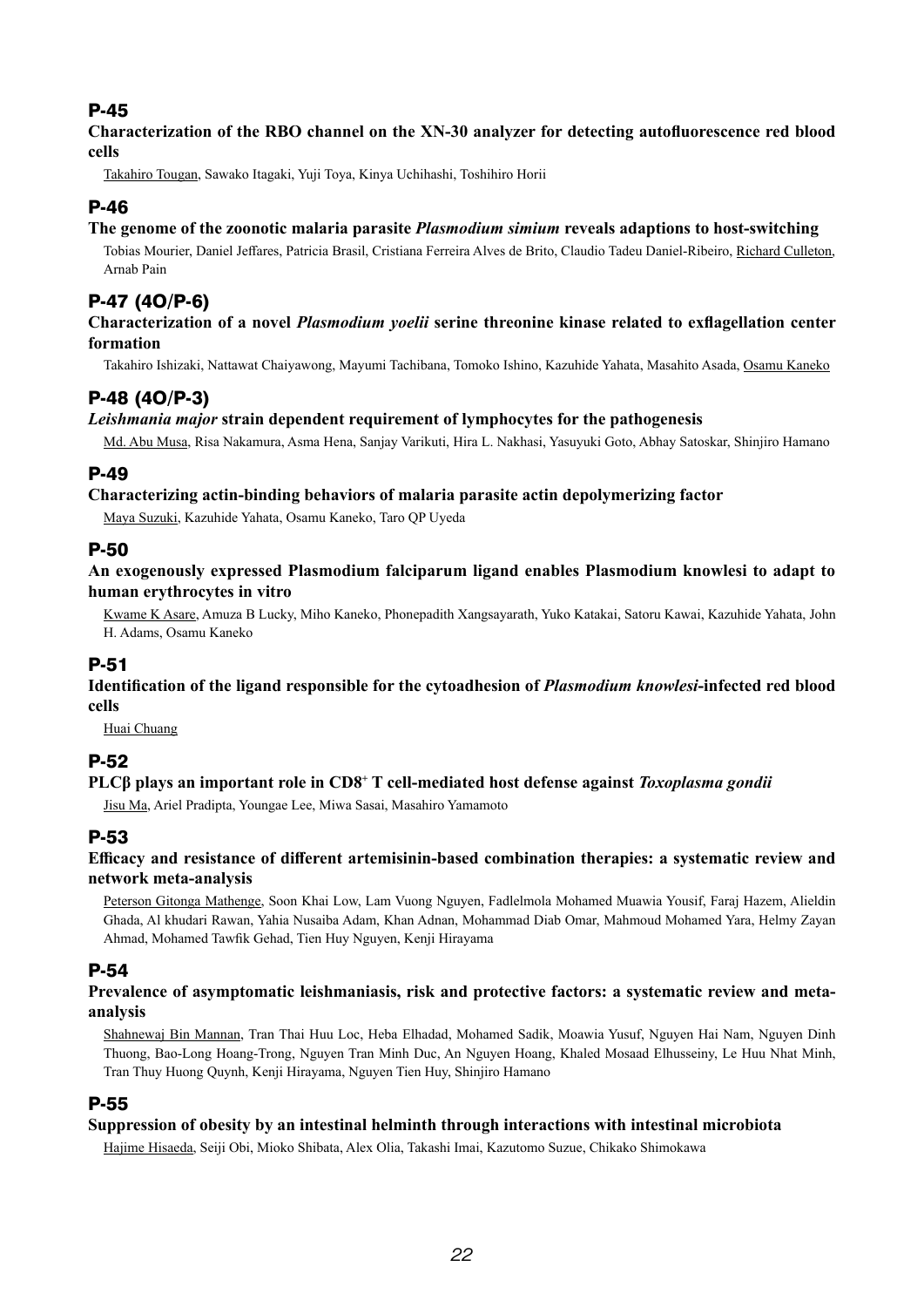## P-45

**Characterization of the RBO channel on the XN-30 analyzer for detecting autofluorescence red blood cells**

Takahiro Tougan, Sawako Itagaki, Yuji Toya, Kinya Uchihashi, Toshihiro Horii

## P-46

**The genome of the zoonotic malaria parasite *Plasmodium simium* reveals adaptions to host-switching**

Tobias Mourier, Daniel Jeffares, Patricia Brasil, Cristiana Ferreira Alves de Brito, Claudio Tadeu Daniel-Ribeiro, Richard Culleton, Arnab Pain

## P-47 (4O/P-6)

**Characterization of a novel *Plasmodium yoelii* serine threonine kinase related to exflagellation center formation**

Takahiro Ishizaki, Nattawat Chaiyawong, Mayumi Tachibana, Tomoko Ishino, Kazuhide Yahata, Masahito Asada, Osamu Kaneko

## P-48 (4O/P-3)

***Leishmania major* strain dependent requirement of lymphocytes for the pathogenesis**

Md. Abu Musa, Risa Nakamura, Asma Hena, Sanjay Varikuti, Hira L. Nakhasi, Yasuyuki Goto, Abhay Satoskar, Shinjiro Hamano

## P-49

**Characterizing actin-binding behaviors of malaria parasite actin depolymerizing factor**

Maya Suzuki, Kazuhide Yahata, Osamu Kaneko, Taro QP Uyeda

## P-50

**An exogenously expressed Plasmodium falciparum ligand enables Plasmodium knowlesi to adapt to human erythrocytes in vitro**

Kwame K Asare, Amuza B Lucky, Miho Kaneko, Phonepadith Xangsayarath, Yuko Katakai, Satoru Kawai, Kazuhide Yahata, John H. Adams, Osamu Kaneko

## P-51

**Identification of the ligand responsible for the cytoadhesion of *Plasmodium knowlesi*-infected red blood cells**

Huai Chuang

## P-52

**PLCβ plays an important role in $CD8^+$ T cell-mediated host defense against *Toxoplasma gondii***

Jisu Ma, Ariel Pradipta, Youngae Lee, Miwa Sasai, Masahiro Yamamoto

## P-53

**Efficacy and resistance of different artemisinin-based combination therapies: a systematic review and network meta-analysis**

Peterson Gitonga Mathenge, Soon Khai Low, Lam Vuong Nguyen, Fadlelmola Mohamed Muawia Yousif, Faraj Hazem, Alieldin Ghada, Al khudari Rawan, Yahia Nusaiba Adam, Khan Adnan, Mohammad Diab Omar, Mahmoud Mohamed Yara, Helmy Zayan Ahmad, Mohamed Tawfik Gehad, Tien Huy Nguyen, Kenji Hirayama

## P-54

**Prevalence of asymptomatic leishmaniasis, risk and protective factors: a systematic review and meta-analysis**

Shahnewaj Bin Mannan, Tran Thai Huu Loc, Heba Elhadad, Mohamed Sadik, Moawia Yusuf, Nguyen Hai Nam, Nguyen Dinh Thuong, Bao-Long Hoang-Trong, Nguyen Tran Minh Duc, An Nguyen Hoang, Khaled Mosaad Elhusseiny, Le Huu Nhat Minh, Tran Thuy Huong Quynh, Kenji Hirayama, Nguyen Tien Huy, Shinjiro Hamano

## P-55

**Suppression of obesity by an intestinal helminth through interactions with intestinal microbiota**

Hajime Hisaeda, Seiji Obi, Mioko Shibata, Alex Olia, Takashi Imai, Kazutomo Suzue, Chikako Shimokawa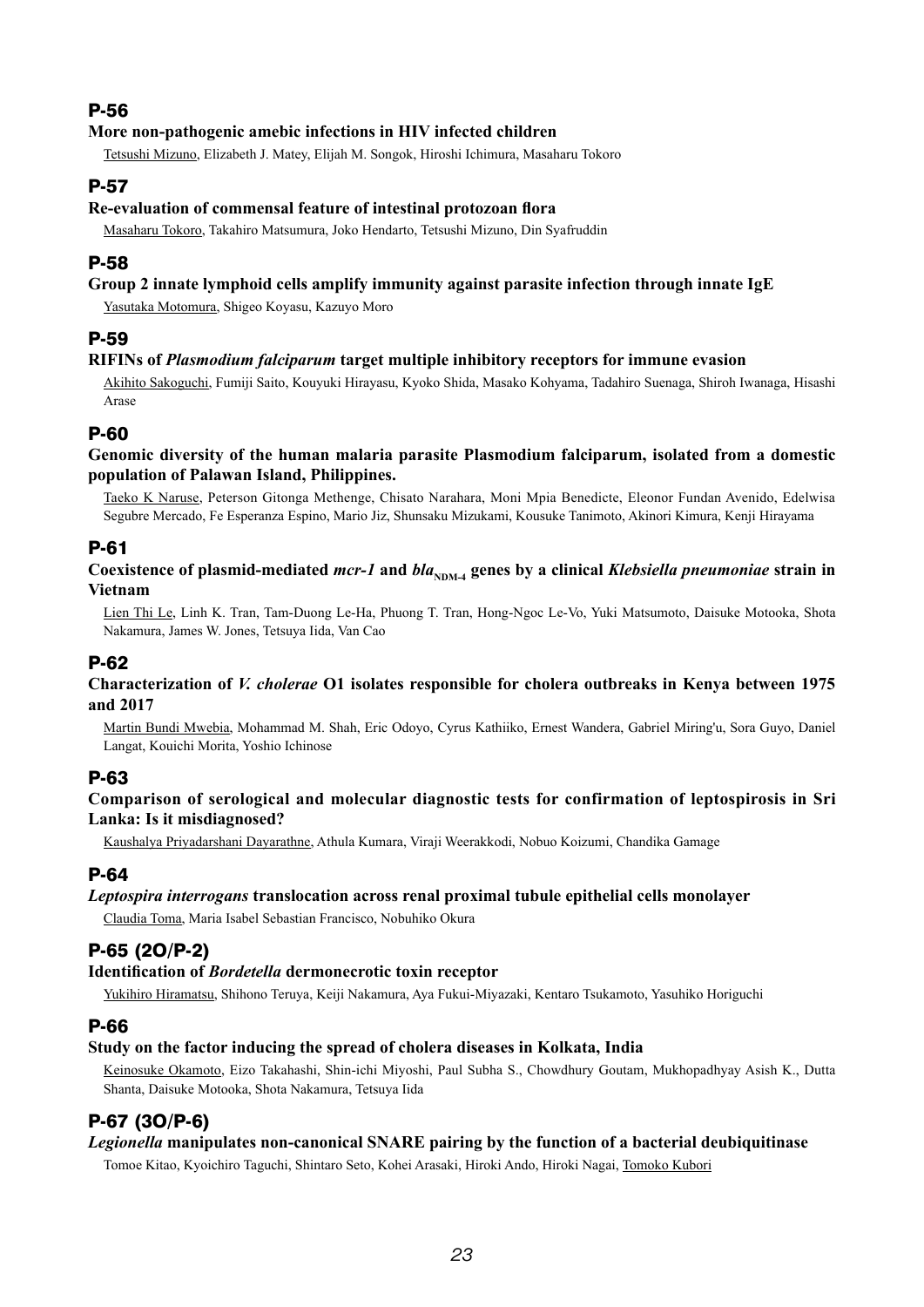## P-56

**More non-pathogenic amebic infections in HIV infected children**

Tetsushi Mizuno, Elizabeth J. Matey, Elijah M. Songok, Hiroshi Ichimura, Masaharu Tokoro

## P-57

**Re-evaluation of commensal feature of intestinal protozoan flora**

Masaharu Tokoro, Takahiro Matsumura, Joko Hendarto, Tetsushi Mizuno, Din Syafruddin

## P-58

**Group 2 innate lymphoid cells amplify immunity against parasite infection through innate IgE**

Yasutaka Motomura, Shigeo Koyasu, Kazuyo Moro

## P-59

**RIFINs of *Plasmodium falciparum* target multiple inhibitory receptors for immune evasion**

Akihito Sakoguchi, Fumiji Saito, Kouyuki Hirayasu, Kyoko Shida, Masako Kohyama, Tadahiro Suenaga, Shiroh Iwanaga, Hisashi Arase

## P-60

**Genomic diversity of the human malaria parasite Plasmodium falciparum, isolated from a domestic population of Palawan Island, Philippines.**

Taeko K Naruse, Peterson Gitonga Methenge, Chisato Narahara, Moni Mpia Benedicte, Eleonor Fundan Avenido, Edelwisa Segubre Mercado, Fe Esperanza Espino, Mario Jiz, Shunsaku Mizukami, Kousuke Tanimoto, Akinori Kimura, Kenji Hirayama

## P-61

**Coexistence of plasmid-mediated *mcr-1* and *bla*$_{NDM-4}$ genes by a clinical *Klebsiella pneumoniae* strain in Vietnam**

Lien Thi Le, Linh K. Tran, Tam-Duong Le-Ha, Phuong T. Tran, Hong-Ngoc Le-Vo, Yuki Matsumoto, Daisuke Motooka, Shota Nakamura, James W. Jones, Tetsuya Iida, Van Cao

## P-62

**Characterization of *V. cholerae* O1 isolates responsible for cholera outbreaks in Kenya between 1975 and 2017**

Martin Bundi Mwebia, Mohammad M. Shah, Eric Odoyo, Cyrus Kathiiko, Ernest Wandera, Gabriel Miring'u, Sora Guyo, Daniel Langat, Kouichi Morita, Yoshio Ichinose

## P-63

**Comparison of serological and molecular diagnostic tests for confirmation of leptospirosis in Sri Lanka: Is it misdiagnosed?**

Kaushalya Priyadarshani Dayarathne, Athula Kumara, Viraji Weerakkodi, Nobuo Koizumi, Chandika Gamage

## P-64

***Leptospira interrogans* translocation across renal proximal tubule epithelial cells monolayer**

Claudia Toma, Maria Isabel Sebastian Francisco, Nobuhiko Okura

## P-65 (2O/P-2)

**Identification of *Bordetella* dermonecrotic toxin receptor**

Yukihiro Hiramatsu, Shihono Teruya, Keiji Nakamura, Aya Fukui-Miyazaki, Kentaro Tsukamoto, Yasuhiko Horiguchi

## P-66

**Study on the factor inducing the spread of cholera diseases in Kolkata, India**

Keinosuke Okamoto, Eizo Takahashi, Shin-ichi Miyoshi, Paul Subha S., Chowdhury Goutam, Mukhopadhyay Asish K., Dutta Shanta, Daisuke Motooka, Shota Nakamura, Tetsuya Iida

## P-67 (3O/P-6)

***Legionella* manipulates non-canonical SNARE pairing by the function of a bacterial deubiquitinase**

Tomoe Kitao, Kyoichiro Taguchi, Shintaro Seto, Kohei Arasaki, Hiroki Ando, Hiroki Nagai, Tomoko Kubori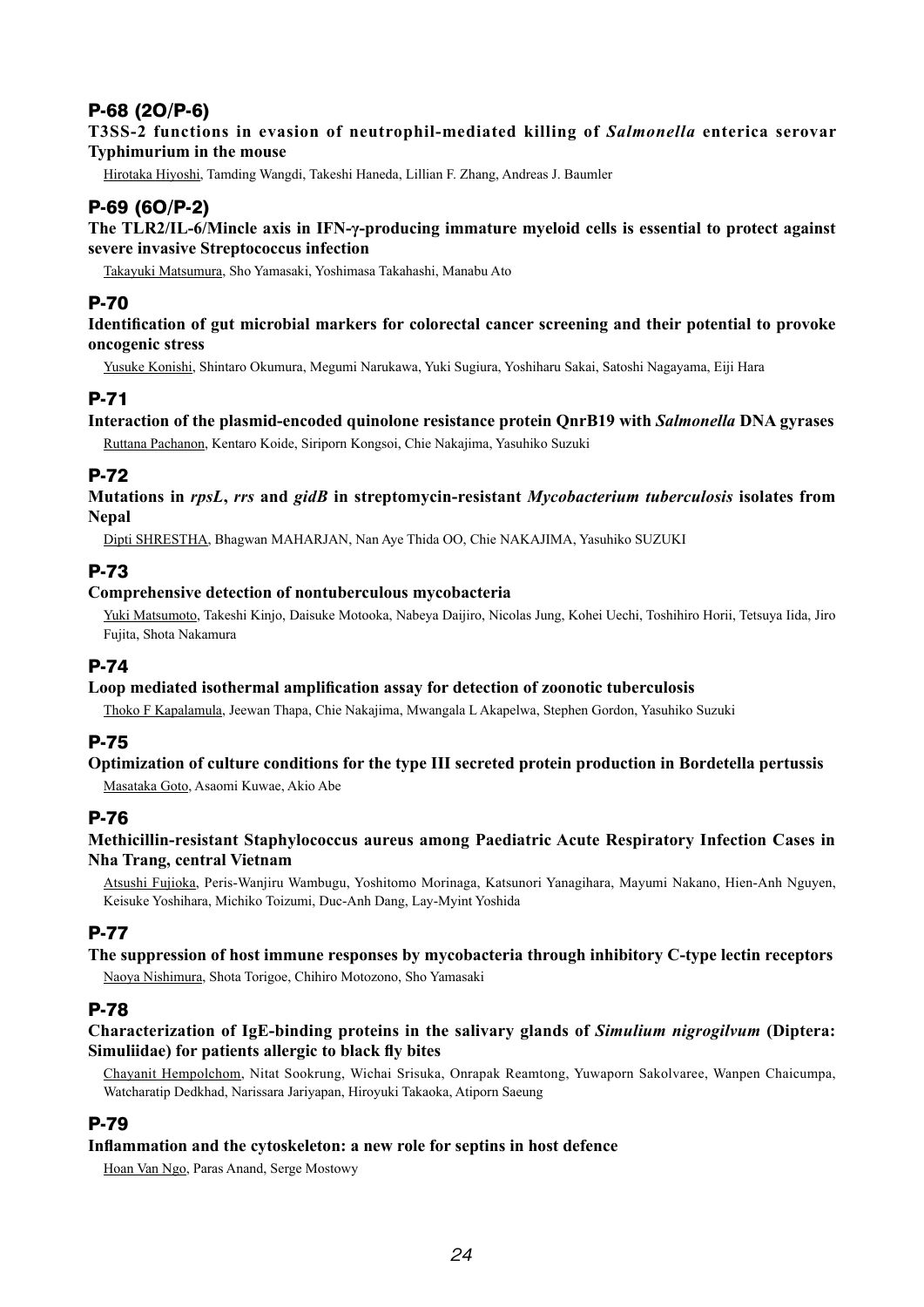## P-68 (2O/P-6)

**T3SS-2 functions in evasion of neutrophil-mediated killing of *Salmonella* enterica serovar Typhimurium in the mouse**

Hirotaka Hiyoshi, Tamding Wangdi, Takeshi Haneda, Lillian F. Zhang, Andreas J. Baumler

## P-69 (6O/P-2)

**The TLR2/IL-6/Mincle axis in IFN-γ-producing immature myeloid cells is essential to protect against severe invasive Streptococcus infection**

Takayuki Matsumura, Sho Yamasaki, Yoshimasa Takahashi, Manabu Ato

## P-70

**Identification of gut microbial markers for colorectal cancer screening and their potential to provoke oncogenic stress**

Yusuke Konishi, Shintaro Okumura, Megumi Narukawa, Yuki Sugiura, Yoshiharu Sakai, Satoshi Nagayama, Eiji Hara

## P-71

**Interaction of the plasmid-encoded quinolone resistance protein QnrB19 with *Salmonella* DNA gyrases**

Ruttana Pachanon, Kentaro Koide, Siriporn Kongsoi, Chie Nakajima, Yasuhiko Suzuki

## P-72

**Mutations in *rpsL*, *rrs* and *gidB* in streptomycin-resistant *Mycobacterium tuberculosis* isolates from Nepal**

Dipti SHRESTHA, Bhagwan MAHARJAN, Nan Aye Thida OO, Chie NAKAJIMA, Yasuhiko SUZUKI

## P-73

**Comprehensive detection of nontuberculous mycobacteria**

Yuki Matsumoto, Takeshi Kinjo, Daisuke Motooka, Nabeya Daijiro, Nicolas Jung, Kohei Uechi, Toshihiro Horii, Tetsuya Iida, Jiro Fujita, Shota Nakamura

## P-74

**Loop mediated isothermal amplification assay for detection of zoonotic tuberculosis**

Thoko F Kapalamula, Jeewan Thapa, Chie Nakajima, Mwangala L Akapelwa, Stephen Gordon, Yasuhiko Suzuki

## P-75

**Optimization of culture conditions for the type III secreted protein production in Bordetella pertussis**

Masataka Goto, Asaomi Kuwae, Akio Abe

## P-76

**Methicillin-resistant Staphylococcus aureus among Paediatric Acute Respiratory Infection Cases in Nha Trang, central Vietnam**

Atsushi Fujioka, Peris-Wanjiru Wambugu, Yoshitomo Morinaga, Katsunori Yanagihara, Mayumi Nakano, Hien-Anh Nguyen, Keisuke Yoshihara, Michiko Toizumi, Duc-Anh Dang, Lay-Myint Yoshida

## P-77

**The suppression of host immune responses by mycobacteria through inhibitory C-type lectin receptors**

Naoya Nishimura, Shota Torigoe, Chihiro Motozono, Sho Yamasaki

## P-78

**Characterization of IgE-binding proteins in the salivary glands of *Simulium nigrogilvum* (Diptera: Simuliidae) for patients allergic to black fly bites**

Chayanit Hempolchom, Nitat Sookrung, Wichai Srisuka, Onrapak Reamtong, Yuwaporn Sakolvaree, Wanpen Chaicumpa, Watcharatip Dedkhad, Narissara Jariyapan, Hiroyuki Takaoka, Atiporn Saeung

## P-79

**Inflammation and the cytoskeleton: a new role for septins in host defence**

Hoan Van Ngo, Paras Anand, Serge Mostowy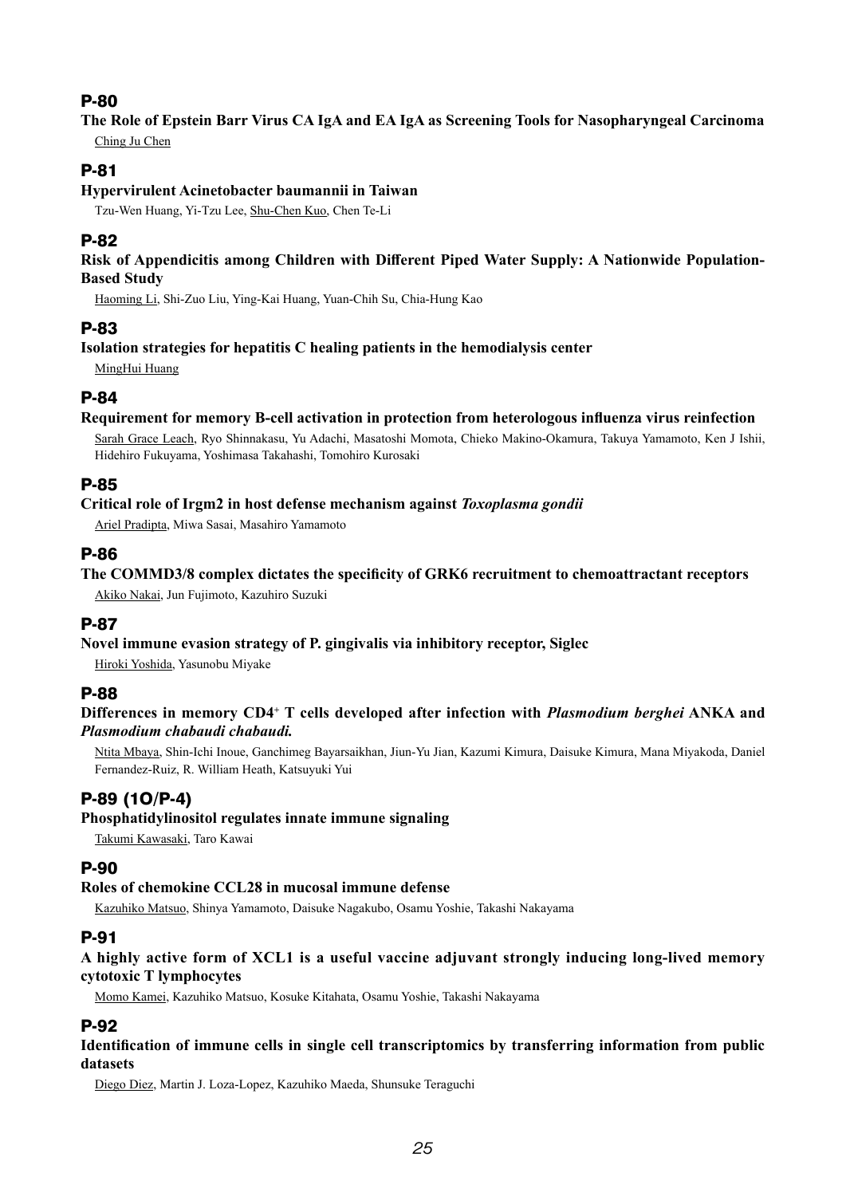## P-80

**The Role of Epstein Barr Virus CA IgA and EA IgA as Screening Tools for Nasopharyngeal Carcinoma**

Ching Ju Chen

## P-81

**Hypervirulent Acinetobacter baumannii in Taiwan**

Tzu-Wen Huang, Yi-Tzu Lee, Shu-Chen Kuo, Chen Te-Li

## P-82

**Risk of Appendicitis among Children with Different Piped Water Supply: A Nationwide Population-Based Study**

Haoming Li, Shi-Zuo Liu, Ying-Kai Huang, Yuan-Chih Su, Chia-Hung Kao

## P-83

**Isolation strategies for hepatitis C healing patients in the hemodialysis center**

MingHui Huang

## P-84

**Requirement for memory B-cell activation in protection from heterologous influenza virus reinfection**

Sarah Grace Leach, Ryo Shinnakasu, Yu Adachi, Masatoshi Momota, Chieko Makino-Okamura, Takuya Yamamoto, Ken J Ishii, Hidehiro Fukuyama, Yoshimasa Takahashi, Tomohiro Kurosaki

## P-85

**Critical role of Irgm2 in host defense mechanism against *Toxoplasma gondii***

Ariel Pradipta, Miwa Sasai, Masahiro Yamamoto

## P-86

**The COMMD3/8 complex dictates the specificity of GRK6 recruitment to chemoattractant receptors**

Akiko Nakai, Jun Fujimoto, Kazuhiro Suzuki

## P-87

**Novel immune evasion strategy of P. gingivalis via inhibitory receptor, Siglec**

Hiroki Yoshida, Yasunobu Miyake

## P-88

**Differences in memory $CD4^+$ T cells developed after infection with *Plasmodium berghei* ANKA and *Plasmodium chabaudi chabaudi.***

Ntita Mbaya, Shin-Ichi Inoue, Ganchimeg Bayarsaikhan, Jiun-Yu Jian, Kazumi Kimura, Daisuke Kimura, Mana Miyakoda, Daniel Fernandez-Ruiz, R. William Heath, Katsuyuki Yui

## P-89 (1O/P-4)

**Phosphatidylinositol regulates innate immune signaling**

Takumi Kawasaki, Taro Kawai

## P-90

**Roles of chemokine CCL28 in mucosal immune defense**

Kazuhiko Matsuo, Shinya Yamamoto, Daisuke Nagakubo, Osamu Yoshie, Takashi Nakayama

## P-91

**A highly active form of XCL1 is a useful vaccine adjuvant strongly inducing long-lived memory cytotoxic T lymphocytes**

Momo Kamei, Kazuhiko Matsuo, Kosuke Kitahata, Osamu Yoshie, Takashi Nakayama

## P-92

**Identification of immune cells in single cell transcriptomics by transferring information from public datasets**

Diego Diez, Martin J. Loza-Lopez, Kazuhiko Maeda, Shunsuke Teraguchi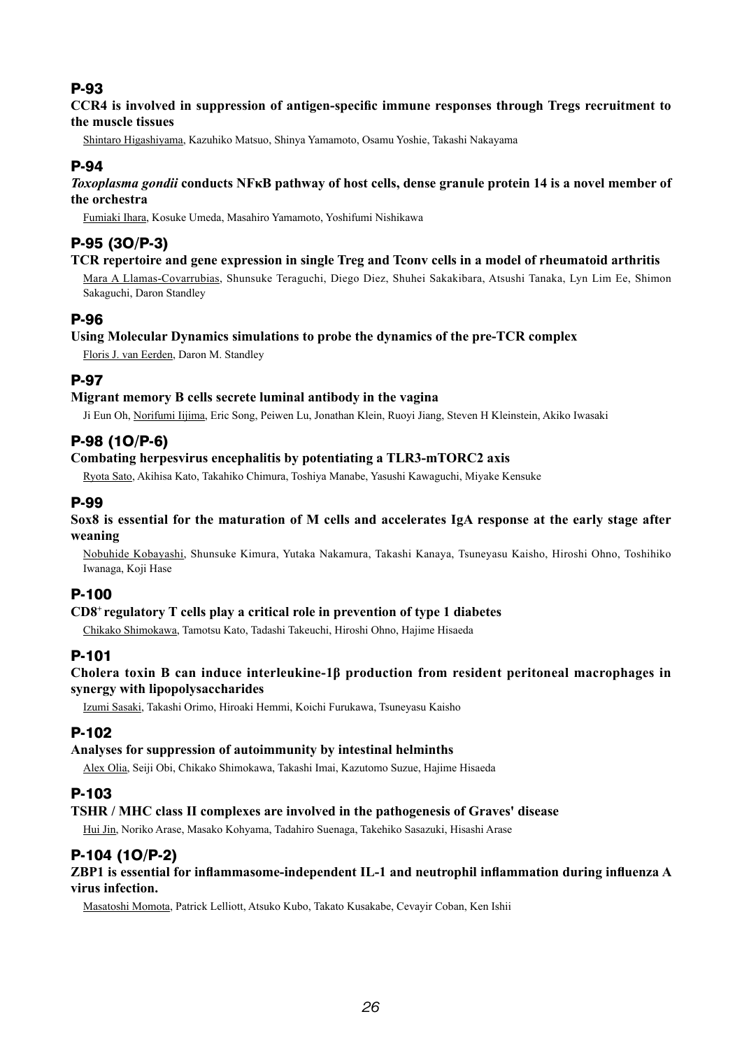## P-93

**CCR4 is involved in suppression of antigen-specific immune responses through Tregs recruitment to the muscle tissues**

Shintaro Higashiyama, Kazuhiko Matsuo, Shinya Yamamoto, Osamu Yoshie, Takashi Nakayama

## P-94

***Toxoplasma gondii* conducts NFκB pathway of host cells, dense granule protein 14 is a novel member of the orchestra**

Fumiaki Ihara, Kosuke Umeda, Masahiro Yamamoto, Yoshifumi Nishikawa

## P-95 (3O/P-3)

**TCR repertoire and gene expression in single Treg and Tconv cells in a model of rheumatoid arthritis**

Mara A Llamas-Covarrubias, Shunsuke Teraguchi, Diego Diez, Shuhei Sakakibara, Atsushi Tanaka, Lyn Lim Ee, Shimon Sakaguchi, Daron Standley

## P-96

**Using Molecular Dynamics simulations to probe the dynamics of the pre-TCR complex**

Floris J. van Eerden, Daron M. Standley

## P-97

**Migrant memory B cells secrete luminal antibody in the vagina**

Ji Eun Oh, Norifumi Iijima, Eric Song, Peiwen Lu, Jonathan Klein, Ruoyi Jiang, Steven H Kleinstein, Akiko Iwasaki

## P-98 (1O/P-6)

**Combating herpesvirus encephalitis by potentiating a TLR3-mTORC2 axis**

Ryota Sato, Akihisa Kato, Takahiko Chimura, Toshiya Manabe, Yasushi Kawaguchi, Miyake Kensuke

## P-99

**Sox8 is essential for the maturation of M cells and accelerates IgA response at the early stage after weaning**

Nobuhide Kobayashi, Shunsuke Kimura, Yutaka Nakamura, Takashi Kanaya, Tsuneyasu Kaisho, Hiroshi Ohno, Toshihiko Iwanaga, Koji Hase

## P-100

**$CD8^+$ regulatory T cells play a critical role in prevention of type 1 diabetes**

Chikako Shimokawa, Tamotsu Kato, Tadashi Takeuchi, Hiroshi Ohno, Hajime Hisaeda

## P-101

**Cholera toxin B can induce interleukine-1β production from resident peritoneal macrophages in synergy with lipopolysaccharides**

Izumi Sasaki, Takashi Orimo, Hiroaki Hemmi, Koichi Furukawa, Tsuneyasu Kaisho

## P-102

**Analyses for suppression of autoimmunity by intestinal helminths**

Alex Olia, Seiji Obi, Chikako Shimokawa, Takashi Imai, Kazutomo Suzue, Hajime Hisaeda

## P-103

**TSHR / MHC class II complexes are involved in the pathogenesis of Graves' disease**

Hui Jin, Noriko Arase, Masako Kohyama, Tadahiro Suenaga, Takehiko Sasazuki, Hisashi Arase

## P-104 (1O/P-2)

**ZBP1 is essential for inflammasome-independent IL-1 and neutrophil inflammation during influenza A virus infection.**

Masatoshi Momota, Patrick Lelliott, Atsuko Kubo, Takato Kusakabe, Cevayir Coban, Ken Ishii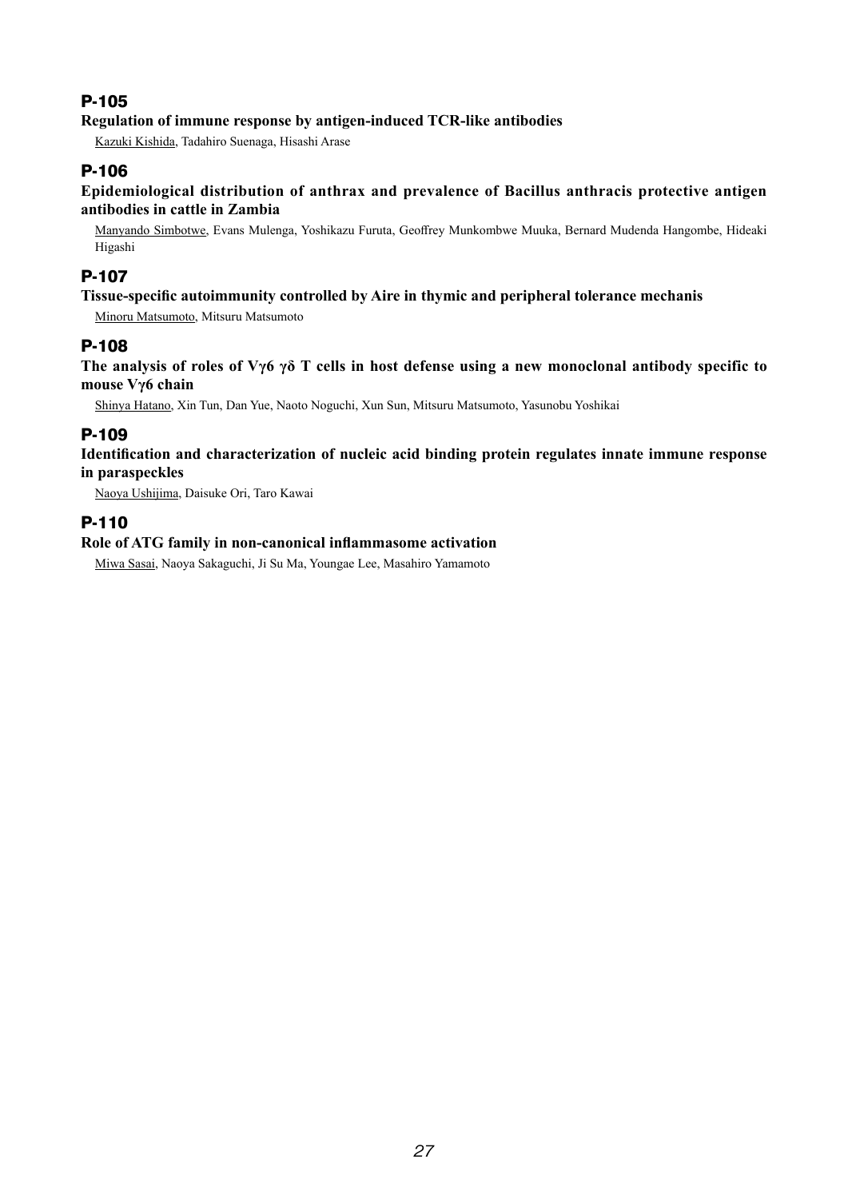## P-105

**Regulation of immune response by antigen-induced TCR-like antibodies**

Kazuki Kishida, Tadahiro Suenaga, Hisashi Arase

## P-106

**Epidemiological distribution of anthrax and prevalence of Bacillus anthracis protective antigen antibodies in cattle in Zambia**

Manyando Simbotwe, Evans Mulenga, Yoshikazu Furuta, Geoffrey Munkombwe Muuka, Bernard Mudenda Hangombe, Hideaki Higashi

## P-107

**Tissue-specific autoimmunity controlled by Aire in thymic and peripheral tolerance mechanis**

Minoru Matsumoto, Mitsuru Matsumoto

## P-108

**The analysis of roles of Vγ6 γδ T cells in host defense using a new monoclonal antibody specific to mouse Vγ6 chain**

Shinya Hatano, Xin Tun, Dan Yue, Naoto Noguchi, Xun Sun, Mitsuru Matsumoto, Yasunobu Yoshikai

## P-109

**Identification and characterization of nucleic acid binding protein regulates innate immune response in paraspeckles**

Naoya Ushijima, Daisuke Ori, Taro Kawai

## P-110

**Role of ATG family in non-canonical inflammasome activation**

Miwa Sasai, Naoya Sakaguchi, Ji Su Ma, Youngae Lee, Masahiro Yamamoto